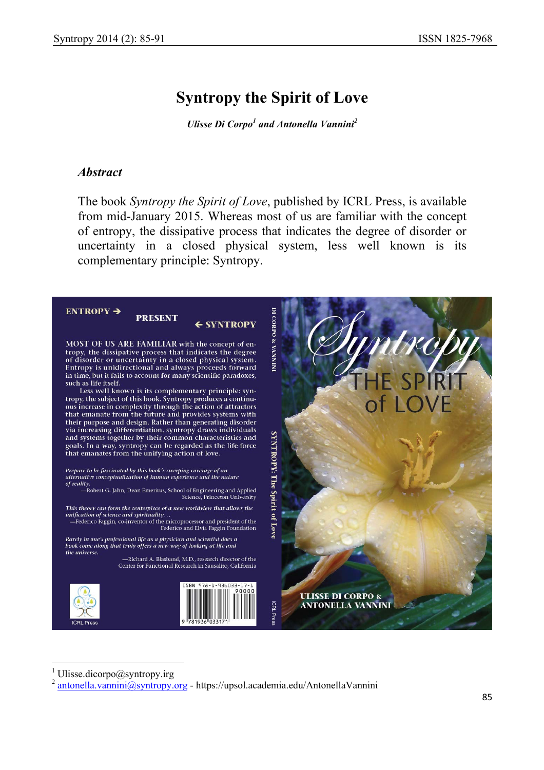# Syntropy the Spirit of Love

***Ulisse Di Corpo[1] and Antonella Vannini[2]***

## *Abstract*

The book *Syntropy the Spirit of Love*, published by ICRL Press, is available from mid-January 2015. Whereas most of us are familiar with the concept of entropy, the dissipative process that indicates the degree of disorder or uncertainty in a closed physical system, less well known is its complementary principle: Syntropy.

ENTROPY → PRESENT ← SYNTROPY

MOST OF US ARE FAMILIAR with the concept of entropy, the dissipative process that indicates the degree of disorder or uncertainty in a closed physical system. Entropy is unidirectional and always proceeds forward in time, but it fails to account for many scientific paradoxes, such as life itself.

Less well known is its complementary principle: syntropy, the subject of this book. Syntropy produces a continuous increase in complexity through the action of attractors that emanate from the future and provides systems with their purpose and design. Rather than generating disorder via increasing differentiation, syntropy draws individuals and systems together by their common characteristics and goals. In a way, syntropy can be regarded as the life force that emanates from the unifying action of love.

*Prepare to be fascinated by this book's sweeping coverage of an alternative conceptualization of human experience and the nature of reality.*
—Robert G. Jahn, Dean Emeritus, School of Engineering and Applied Science, Princeton University

*This theory can form the centerpiece of a new worldview that allows the unification of science and spirituality…*
—Federico Faggin, co-inventor of the microprocessor and president of the Federico and Elvia Faggin Foundation

*Rarely in one's professional life as a physician and scientist does a book come along that truly offers a new way of looking at life and the universe.*
—Richard A. Blasband, M.D., research director of the Center for Functional Research in Sausalito, California

ICRL Press

ISBN 978-1-936033-17-1

DI CORPO & VANNINI — SYNTROPY: The Spirit of Love — ICRL Press

Syntropy THE SPIRIT of LOVE

ULISSE DI CORPO & ANTONELLA VANNINI

---

[1] Ulisse.dicorpo@syntropy.irg

[2] antonella.vannini@syntropy.org - https://upsol.academia.edu/AntonellaVannini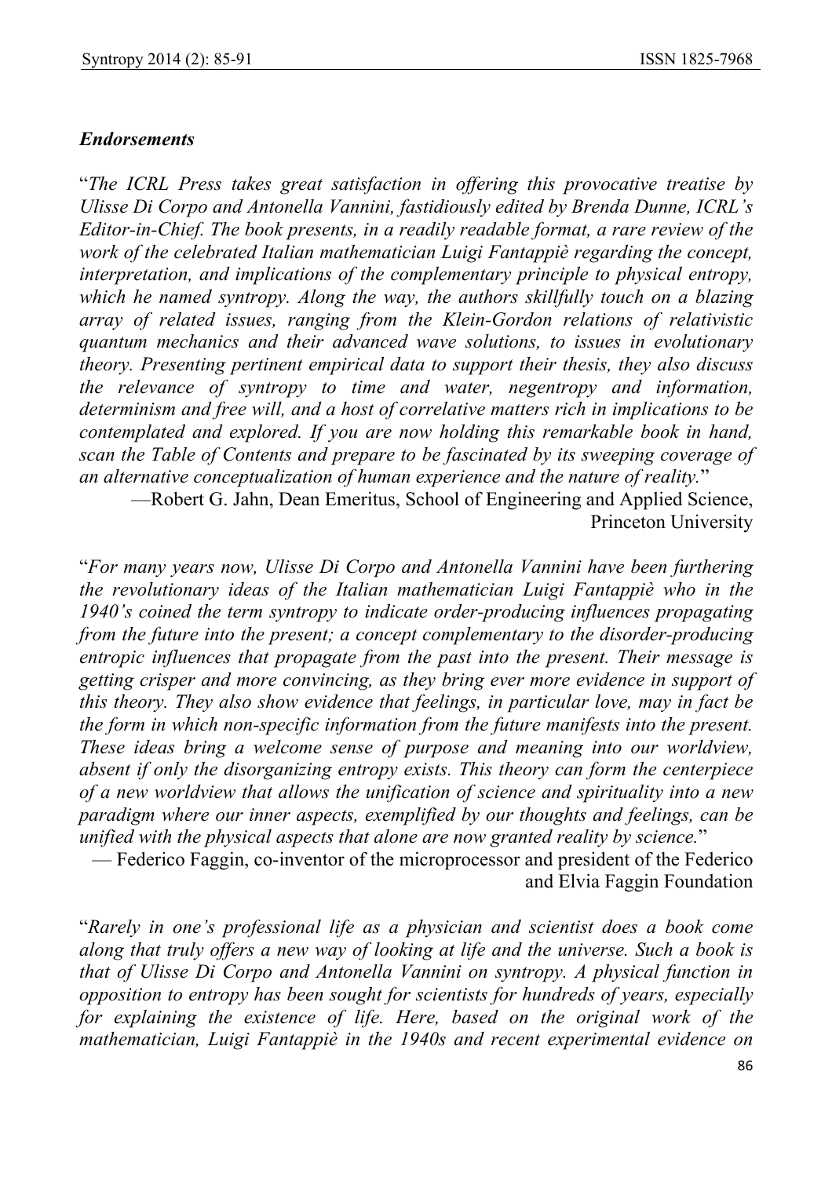### *Endorsements*

"*The ICRL Press takes great satisfaction in offering this provocative treatise by Ulisse Di Corpo and Antonella Vannini, fastidiously edited by Brenda Dunne, ICRL's Editor-in-Chief. The book presents, in a readily readable format, a rare review of the work of the celebrated Italian mathematician Luigi Fantappiè regarding the concept, interpretation, and implications of the complementary principle to physical entropy, which he named syntropy. Along the way, the authors skillfully touch on a blazing array of related issues, ranging from the Klein-Gordon relations of relativistic quantum mechanics and their advanced wave solutions, to issues in evolutionary theory. Presenting pertinent empirical data to support their thesis, they also discuss the relevance of syntropy to time and water, negentropy and information, determinism and free will, and a host of correlative matters rich in implications to be contemplated and explored. If you are now holding this remarkable book in hand, scan the Table of Contents and prepare to be fascinated by its sweeping coverage of an alternative conceptualization of human experience and the nature of reality.*"

—Robert G. Jahn, Dean Emeritus, School of Engineering and Applied Science, Princeton University

"*For many years now, Ulisse Di Corpo and Antonella Vannini have been furthering the revolutionary ideas of the Italian mathematician Luigi Fantappiè who in the 1940's coined the term syntropy to indicate order-producing influences propagating from the future into the present; a concept complementary to the disorder-producing entropic influences that propagate from the past into the present. Their message is getting crisper and more convincing, as they bring ever more evidence in support of this theory. They also show evidence that feelings, in particular love, may in fact be the form in which non-specific information from the future manifests into the present. These ideas bring a welcome sense of purpose and meaning into our worldview, absent if only the disorganizing entropy exists. This theory can form the centerpiece of a new worldview that allows the unification of science and spirituality into a new paradigm where our inner aspects, exemplified by our thoughts and feelings, can be unified with the physical aspects that alone are now granted reality by science.*"

— Federico Faggin, co-inventor of the microprocessor and president of the Federico and Elvia Faggin Foundation

"*Rarely in one's professional life as a physician and scientist does a book come along that truly offers a new way of looking at life and the universe. Such a book is that of Ulisse Di Corpo and Antonella Vannini on syntropy. A physical function in opposition to entropy has been sought for scientists for hundreds of years, especially for explaining the existence of life. Here, based on the original work of the mathematician, Luigi Fantappiè in the 1940s and recent experimental evidence on*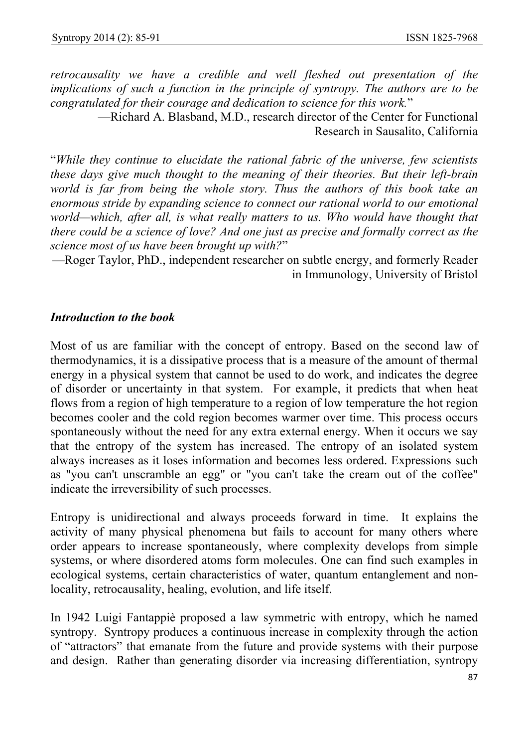*retrocausality we have a credible and well fleshed out presentation of the implications of such a function in the principle of syntropy. The authors are to be congratulated for their courage and dedication to science for this work.*"

—Richard A. Blasband, M.D., research director of the Center for Functional Research in Sausalito, California

"*While they continue to elucidate the rational fabric of the universe, few scientists these days give much thought to the meaning of their theories. But their left-brain world is far from being the whole story. Thus the authors of this book take an enormous stride by expanding science to connect our rational world to our emotional world—which, after all, is what really matters to us. Who would have thought that there could be a science of love? And one just as precise and formally correct as the science most of us have been brought up with?*"

—Roger Taylor, PhD., independent researcher on subtle energy, and formerly Reader in Immunology, University of Bristol

***Introduction to the book***

Most of us are familiar with the concept of entropy. Based on the second law of thermodynamics, it is a dissipative process that is a measure of the amount of thermal energy in a physical system that cannot be used to do work, and indicates the degree of disorder or uncertainty in that system. For example, it predicts that when heat flows from a region of high temperature to a region of low temperature the hot region becomes cooler and the cold region becomes warmer over time. This process occurs spontaneously without the need for any extra external energy. When it occurs we say that the entropy of the system has increased. The entropy of an isolated system always increases as it loses information and becomes less ordered. Expressions such as "you can't unscramble an egg" or "you can't take the cream out of the coffee" indicate the irreversibility of such processes.

Entropy is unidirectional and always proceeds forward in time. It explains the activity of many physical phenomena but fails to account for many others where order appears to increase spontaneously, where complexity develops from simple systems, or where disordered atoms form molecules. One can find such examples in ecological systems, certain characteristics of water, quantum entanglement and non-locality, retrocausality, healing, evolution, and life itself.

In 1942 Luigi Fantappiè proposed a law symmetric with entropy, which he named syntropy. Syntropy produces a continuous increase in complexity through the action of "attractors" that emanate from the future and provide systems with their purpose and design. Rather than generating disorder via increasing differentiation, syntropy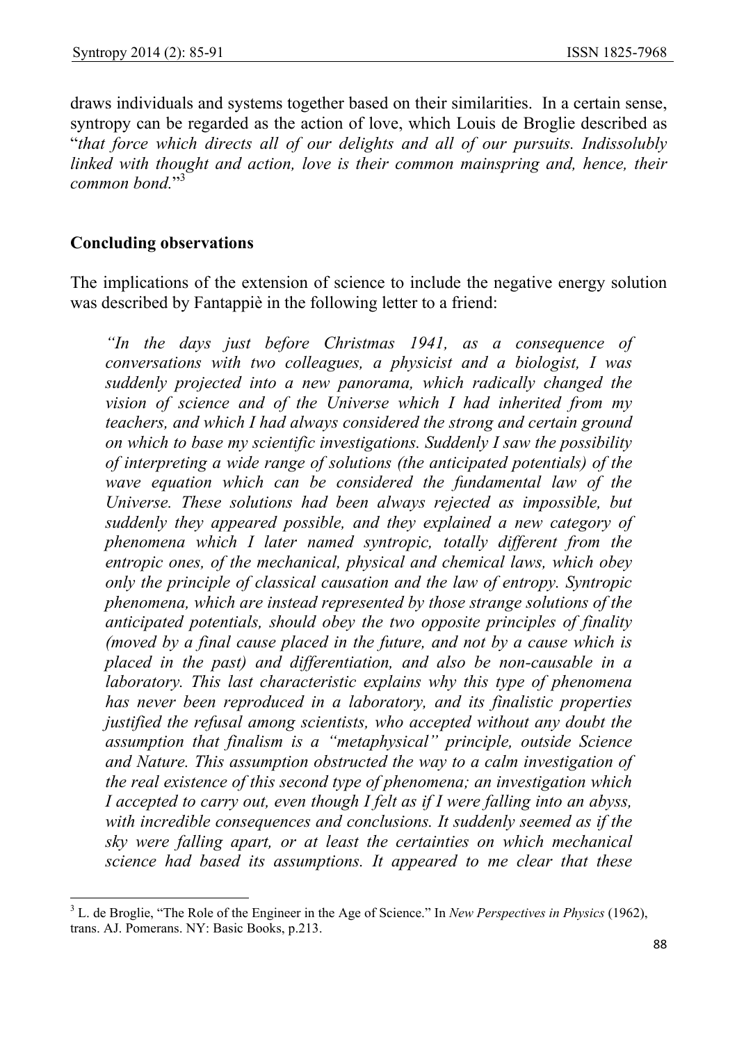draws individuals and systems together based on their similarities. In a certain sense, syntropy can be regarded as the action of love, which Louis de Broglie described as "*that force which directs all of our delights and all of our pursuits. Indissolubly linked with thought and action, love is their common mainspring and, hence, their common bond.*"[3]

## Concluding observations

The implications of the extension of science to include the negative energy solution was described by Fantappiè in the following letter to a friend:

> *"In the days just before Christmas 1941, as a consequence of conversations with two colleagues, a physicist and a biologist, I was suddenly projected into a new panorama, which radically changed the vision of science and of the Universe which I had inherited from my teachers, and which I had always considered the strong and certain ground on which to base my scientific investigations. Suddenly I saw the possibility of interpreting a wide range of solutions (the anticipated potentials) of the wave equation which can be considered the fundamental law of the Universe. These solutions had been always rejected as impossible, but suddenly they appeared possible, and they explained a new category of phenomena which I later named syntropic, totally different from the entropic ones, of the mechanical, physical and chemical laws, which obey only the principle of classical causation and the law of entropy. Syntropic phenomena, which are instead represented by those strange solutions of the anticipated potentials, should obey the two opposite principles of finality (moved by a final cause placed in the future, and not by a cause which is placed in the past) and differentiation, and also be non-causable in a laboratory. This last characteristic explains why this type of phenomena has never been reproduced in a laboratory, and its finalistic properties justified the refusal among scientists, who accepted without any doubt the assumption that finalism is a "metaphysical" principle, outside Science and Nature. This assumption obstructed the way to a calm investigation of the real existence of this second type of phenomena; an investigation which I accepted to carry out, even though I felt as if I were falling into an abyss, with incredible consequences and conclusions. It suddenly seemed as if the sky were falling apart, or at least the certainties on which mechanical science had based its assumptions. It appeared to me clear that these*

---

[3] L. de Broglie, "The Role of the Engineer in the Age of Science." In *New Perspectives in Physics* (1962), trans. AJ. Pomerans. NY: Basic Books, p.213.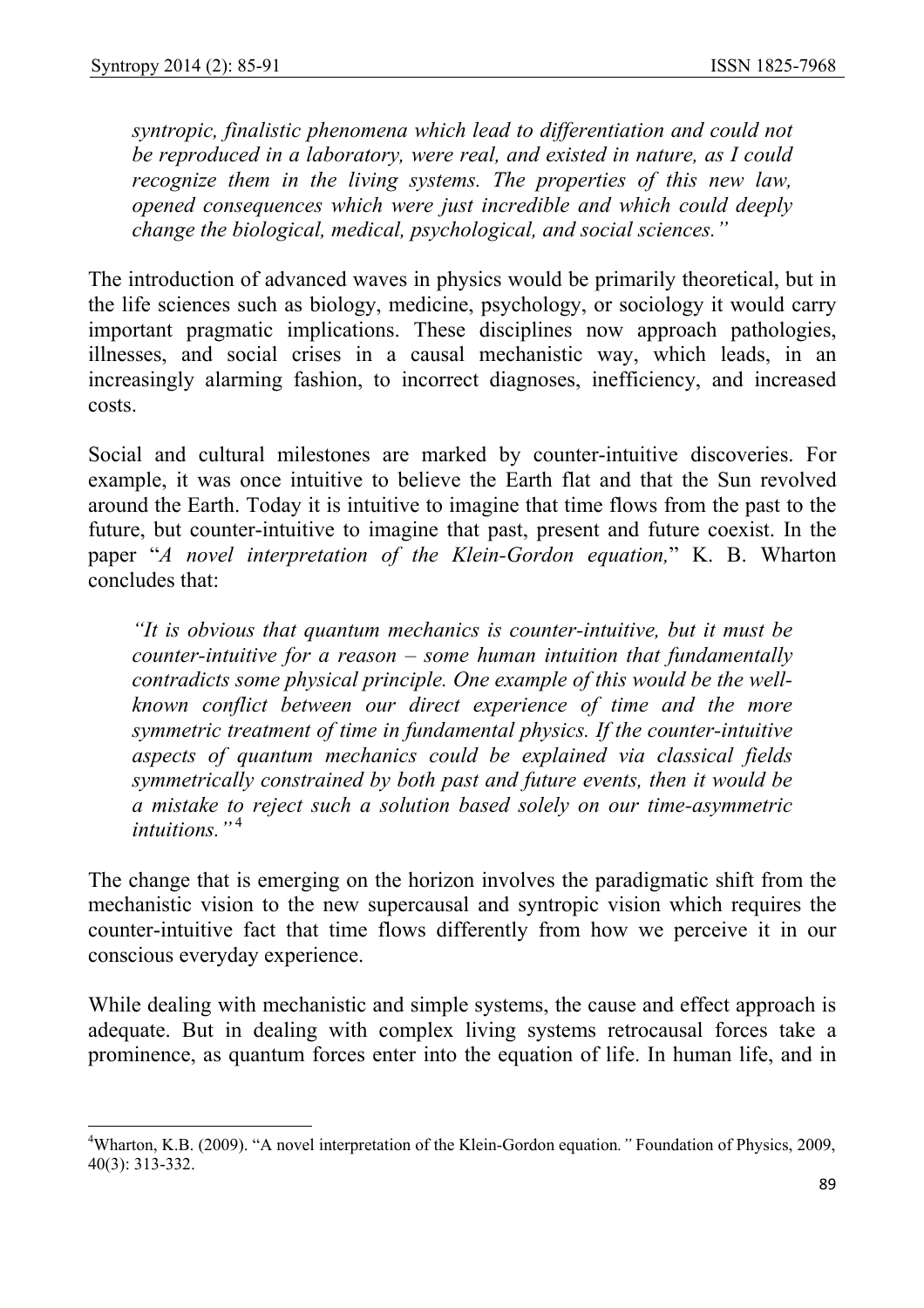*syntropic, finalistic phenomena which lead to differentiation and could not be reproduced in a laboratory, were real, and existed in nature, as I could recognize them in the living systems. The properties of this new law, opened consequences which were just incredible and which could deeply change the biological, medical, psychological, and social sciences."*

The introduction of advanced waves in physics would be primarily theoretical, but in the life sciences such as biology, medicine, psychology, or sociology it would carry important pragmatic implications. These disciplines now approach pathologies, illnesses, and social crises in a causal mechanistic way, which leads, in an increasingly alarming fashion, to incorrect diagnoses, inefficiency, and increased costs.

Social and cultural milestones are marked by counter-intuitive discoveries. For example, it was once intuitive to believe the Earth flat and that the Sun revolved around the Earth. Today it is intuitive to imagine that time flows from the past to the future, but counter-intuitive to imagine that past, present and future coexist. In the paper "*A novel interpretation of the Klein-Gordon equation,*" K. B. Wharton concludes that:

*"It is obvious that quantum mechanics is counter-intuitive, but it must be counter-intuitive for a reason – some human intuition that fundamentally contradicts some physical principle. One example of this would be the well-known conflict between our direct experience of time and the more symmetric treatment of time in fundamental physics. If the counter-intuitive aspects of quantum mechanics could be explained via classical fields symmetrically constrained by both past and future events, then it would be a mistake to reject such a solution based solely on our time-asymmetric intuitions."* [4]

The change that is emerging on the horizon involves the paradigmatic shift from the mechanistic vision to the new supercausal and syntropic vision which requires the counter-intuitive fact that time flows differently from how we perceive it in our conscious everyday experience.

While dealing with mechanistic and simple systems, the cause and effect approach is adequate. But in dealing with complex living systems retrocausal forces take a prominence, as quantum forces enter into the equation of life. In human life, and in

---

[4] Wharton, K.B. (2009). "A novel interpretation of the Klein-Gordon equation*.*" Foundation of Physics, 2009, 40(3): 313-332.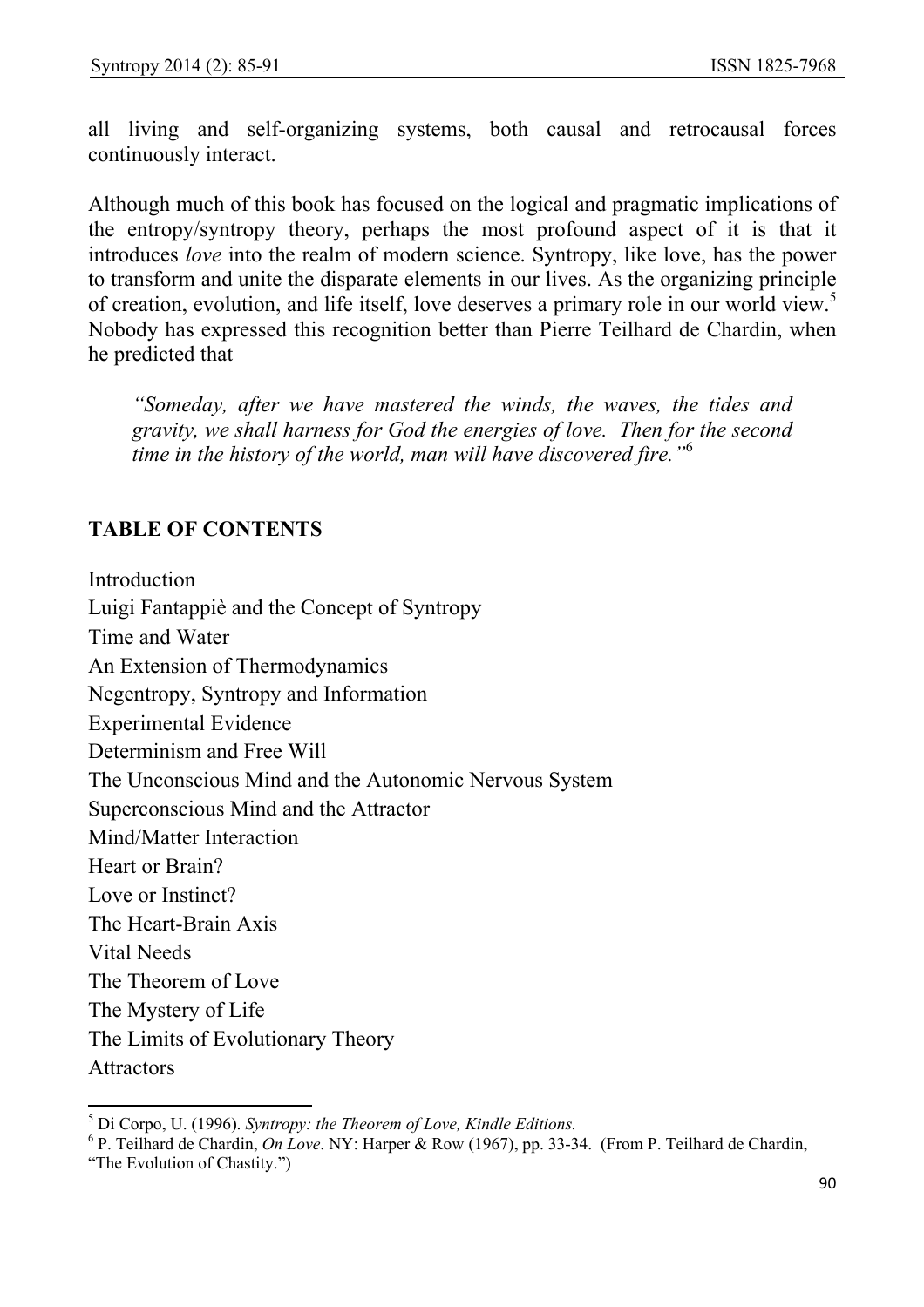all living and self-organizing systems, both causal and retrocausal forces continuously interact.

Although much of this book has focused on the logical and pragmatic implications of the entropy/syntropy theory, perhaps the most profound aspect of it is that it introduces *love* into the realm of modern science. Syntropy, like love, has the power to transform and unite the disparate elements in our lives. As the organizing principle of creation, evolution, and life itself, love deserves a primary role in our world view.[5] Nobody has expressed this recognition better than Pierre Teilhard de Chardin, when he predicted that

> *"Someday, after we have mastered the winds, the waves, the tides and gravity, we shall harness for God the energies of love. Then for the second time in the history of the world, man will have discovered fire."*[6]

## TABLE OF CONTENTS

Introduction
Luigi Fantappiè and the Concept of Syntropy
Time and Water
An Extension of Thermodynamics
Negentropy, Syntropy and Information
Experimental Evidence
Determinism and Free Will
The Unconscious Mind and the Autonomic Nervous System
Superconscious Mind and the Attractor
Mind/Matter Interaction
Heart or Brain?
Love or Instinct?
The Heart-Brain Axis
Vital Needs
The Theorem of Love
The Mystery of Life
The Limits of Evolutionary Theory
Attractors

---

[5] Di Corpo, U. (1996). *Syntropy: the Theorem of Love, Kindle Editions.*

[6] P. Teilhard de Chardin, *On Love*. NY: Harper & Row (1967), pp. 33-34. (From P. Teilhard de Chardin, "The Evolution of Chastity.")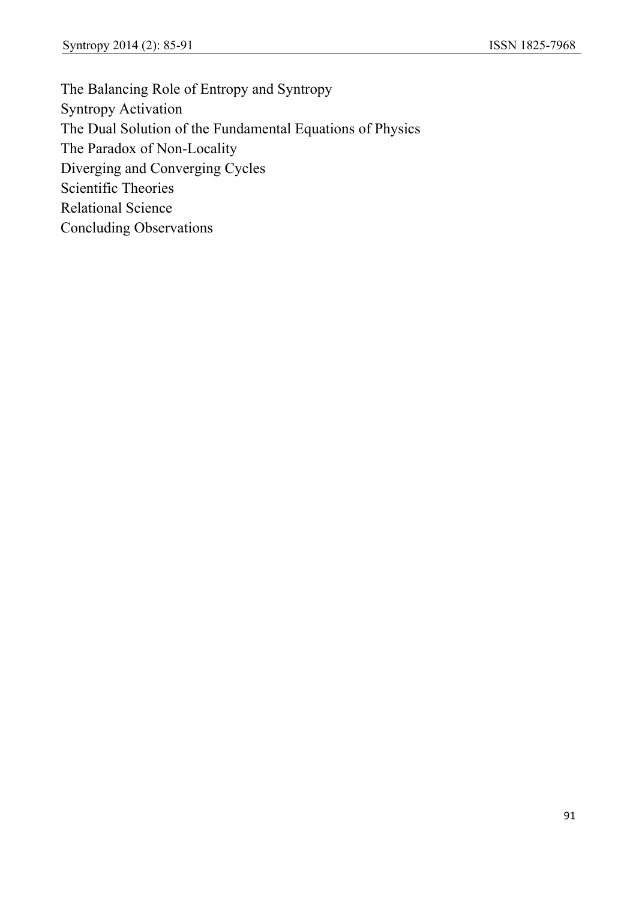The Balancing Role of Entropy and Syntropy
Syntropy Activation
The Dual Solution of the Fundamental Equations of Physics
The Paradox of Non-Locality
Diverging and Converging Cycles
Scientific Theories
Relational Science
Concluding Observations